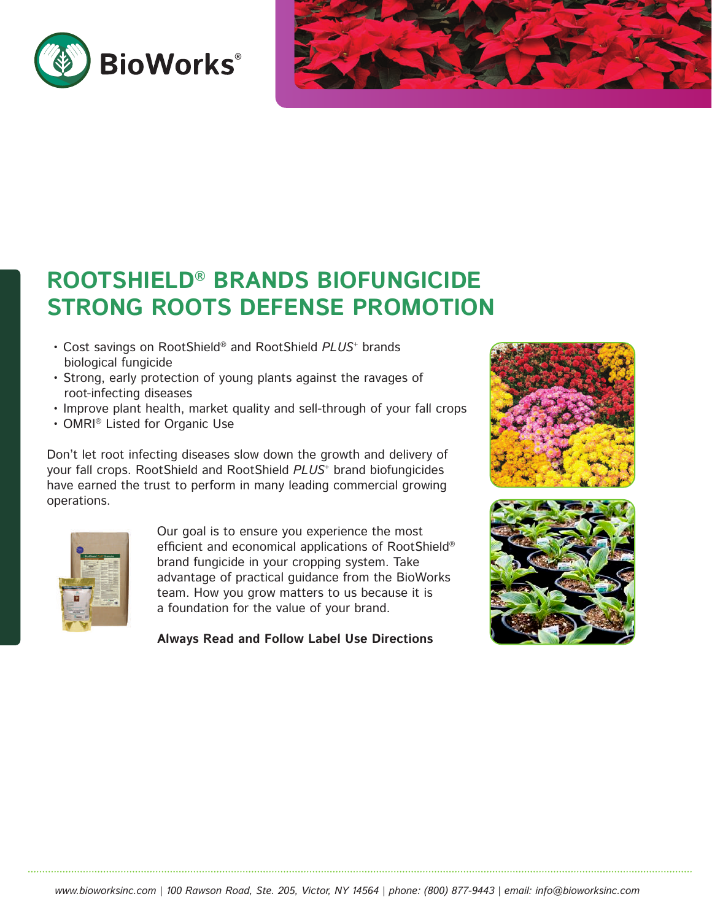# ROOTSHIELD® BRANDS BIOFUNGICIDE STRONG ROOTS DEFENSE PROMOTION

- Cost savings on RootShield® and RootShield *PLUS*⁺ brands biological fungicide
- Strong, early protection of young plants against the ravages of root-infecting diseases
- Improve plant health, market quality and sell-through of your fall crops
- OMRI® Listed for Organic Use

Don't let root infecting diseases slow down the growth and delivery of your fall crops. RootShield and RootShield *PLUS*⁺ brand biofungicides have earned the trust to perform in many leading commercial growing operations.

Our goal is to ensure you experience the most efficient and economical applications of RootShield® brand fungicide in your cropping system. Take advantage of practical guidance from the BioWorks team. How you grow matters to us because it is a foundation for the value of your brand.

**Always Read and Follow Label Use Directions**

www.bioworksinc.com | 100 Rawson Road, Ste. 205, Victor, NY 14564 | phone: (800) 877-9443 | email: info@bioworksinc.com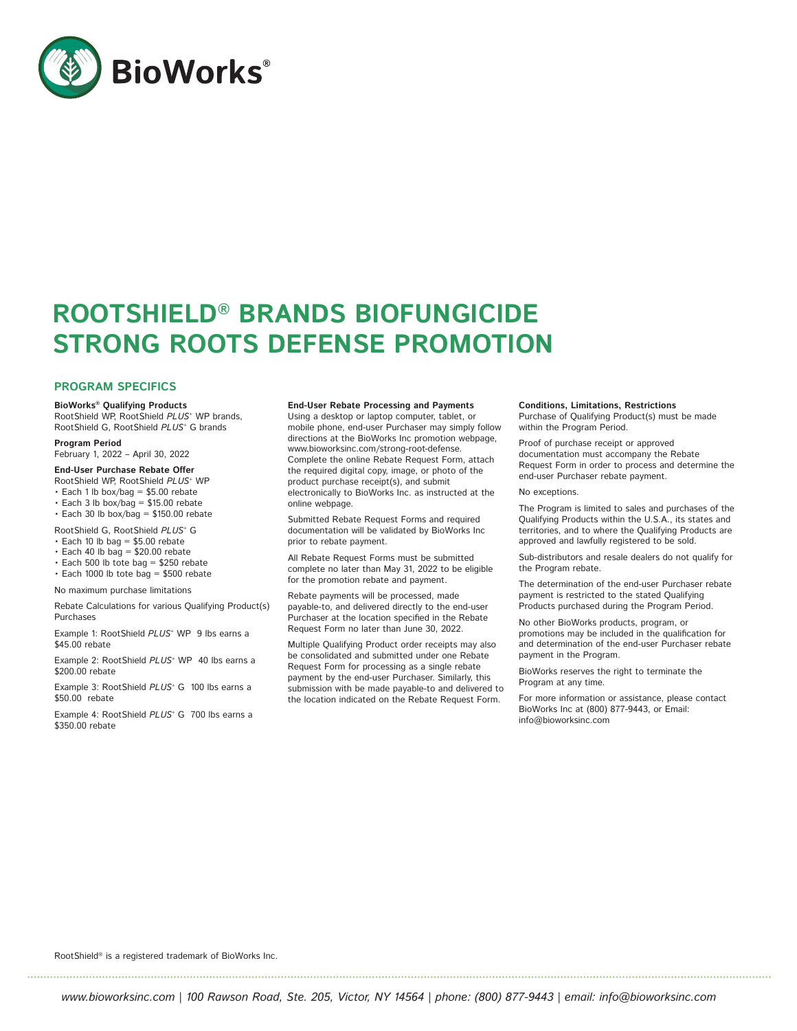BioWorks®

# ROOTSHIELD® BRANDS BIOFUNGICIDE STRONG ROOTS DEFENSE PROMOTION

## PROGRAM SPECIFICS

**BioWorks® Qualifying Products**
RootShield WP, RootShield *PLUS*+ WP brands, RootShield G, RootShield *PLUS*+ G brands

**Program Period**
February 1, 2022 – April 30, 2022

**End-User Purchase Rebate Offer**
RootShield WP, RootShield *PLUS*+ WP

- Each 1 lb box/bag = $5.00 rebate
- Each 3 lb box/bag = $15.00 rebate
- Each 30 lb box/bag = $150.00 rebate

RootShield G, RootShield *PLUS*+ G

- Each 10 lb bag = $5.00 rebate
- Each 40 lb bag = $20.00 rebate
- Each 500 lb tote bag = $250 rebate
- Each 1000 lb tote bag = $500 rebate

No maximum purchase limitations

Rebate Calculations for various Qualifying Product(s) Purchases

Example 1: RootShield *PLUS*+ WP 9 lbs earns a $45.00 rebate

Example 2: RootShield *PLUS*+ WP 40 lbs earns a $200.00 rebate

Example 3: RootShield *PLUS*+ G 100 lbs earns a $50.00 rebate

Example 4: RootShield *PLUS*+ G 700 lbs earns a $350.00 rebate

**End-User Rebate Processing and Payments**
Using a desktop or laptop computer, tablet, or mobile phone, end-user Purchaser may simply follow directions at the BioWorks Inc promotion webpage, www.bioworksinc.com/strong-root-defense. Complete the online Rebate Request Form, attach the required digital copy, image, or photo of the product purchase receipt(s), and submit electronically to BioWorks Inc. as instructed at the online webpage.

Submitted Rebate Request Forms and required documentation will be validated by BioWorks Inc prior to rebate payment.

All Rebate Request Forms must be submitted complete no later than May 31, 2022 to be eligible for the promotion rebate and payment.

Rebate payments will be processed, made payable-to, and delivered directly to the end-user Purchaser at the location specified in the Rebate Request Form no later than June 30, 2022.

Multiple Qualifying Product order receipts may also be consolidated and submitted under one Rebate Request Form for processing as a single rebate payment by the end-user Purchaser. Similarly, this submission with be made payable-to and delivered to the location indicated on the Rebate Request Form.

**Conditions, Limitations, Restrictions**
Purchase of Qualifying Product(s) must be made within the Program Period.

Proof of purchase receipt or approved documentation must accompany the Rebate Request Form in order to process and determine the end-user Purchaser rebate payment.

No exceptions.

The Program is limited to sales and purchases of the Qualifying Products within the U.S.A., its states and territories, and to where the Qualifying Products are approved and lawfully registered to be sold.

Sub-distributors and resale dealers do not qualify for the Program rebate.

The determination of the end-user Purchaser rebate payment is restricted to the stated Qualifying Products purchased during the Program Period.

No other BioWorks products, program, or promotions may be included in the qualification for and determination of the end-user Purchaser rebate payment in the Program.

BioWorks reserves the right to terminate the Program at any time.

For more information or assistance, please contact BioWorks Inc at (800) 877-9443, or Email: info@bioworksinc.com

RootShield® is a registered trademark of BioWorks Inc.

*www.bioworksinc.com | 100 Rawson Road, Ste. 205, Victor, NY 14564 | phone: (800) 877-9443 | email: info@bioworksinc.com*